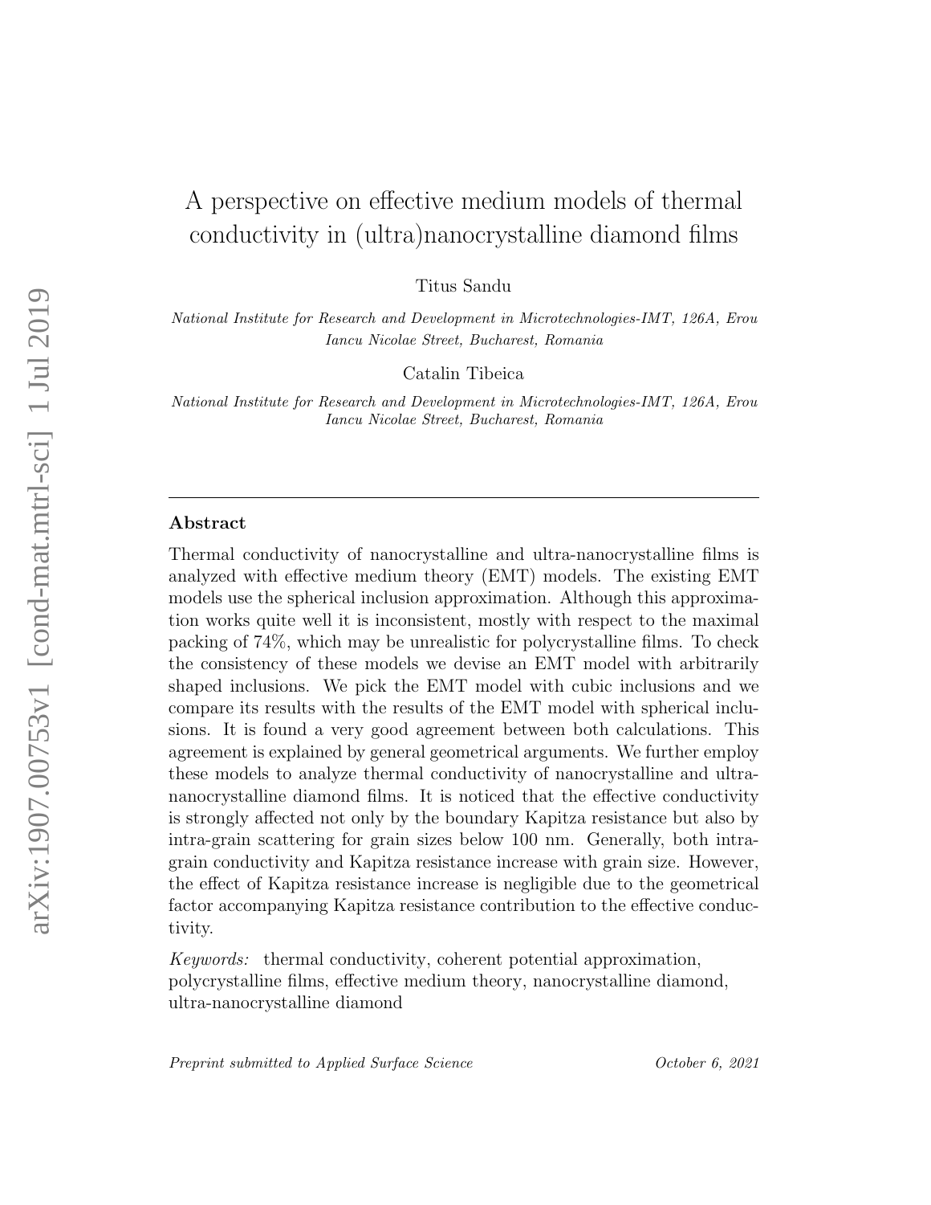# A perspective on effective medium models of thermal conductivity in (ultra)nanocrystalline diamond films

Titus Sandu

*National Institute for Research and Development in Microtechnologies-IMT, 126A, Erou Iancu Nicolae Street, Bucharest, Romania*

Catalin Tibeica

*National Institute for Research and Development in Microtechnologies-IMT, 126A, Erou Iancu Nicolae Street, Bucharest, Romania*

---

## Abstract

Thermal conductivity of nanocrystalline and ultra-nanocrystalline films is analyzed with effective medium theory (EMT) models. The existing EMT models use the spherical inclusion approximation. Although this approximation works quite well it is inconsistent, mostly with respect to the maximal packing of 74%, which may be unrealistic for polycrystalline films. To check the consistency of these models we devise an EMT model with arbitrarily shaped inclusions. We pick the EMT model with cubic inclusions and we compare its results with the results of the EMT model with spherical inclusions. It is found a very good agreement between both calculations. This agreement is explained by general geometrical arguments. We further employ these models to analyze thermal conductivity of nanocrystalline and ultra-nanocrystalline diamond films. It is noticed that the effective conductivity is strongly affected not only by the boundary Kapitza resistance but also by intra-grain scattering for grain sizes below 100 nm. Generally, both intra-grain conductivity and Kapitza resistance increase with grain size. However, the effect of Kapitza resistance increase is negligible due to the geometrical factor accompanying Kapitza resistance contribution to the effective conductivity.

*Keywords:* thermal conductivity, coherent potential approximation, polycrystalline films, effective medium theory, nanocrystalline diamond, ultra-nanocrystalline diamond

*Preprint submitted to Applied Surface Science* October 6, 2021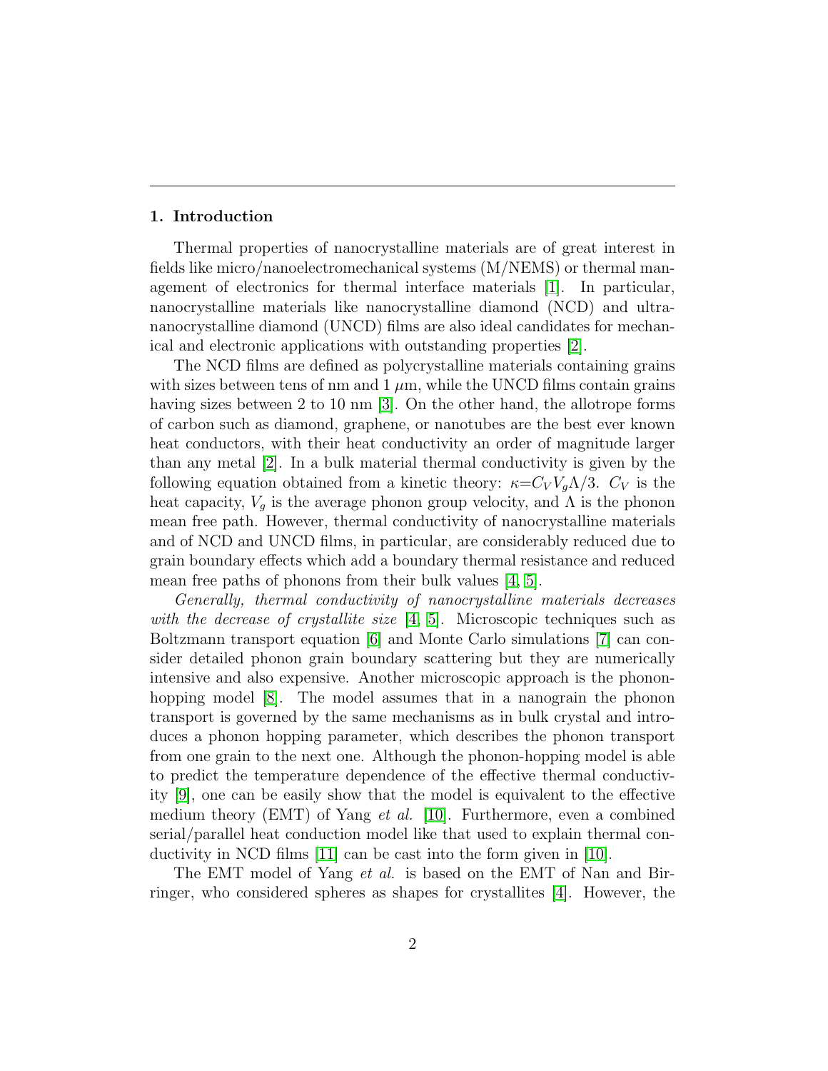## 1. Introduction

Thermal properties of nanocrystalline materials are of great interest in fields like micro/nanoelectromechanical systems (M/NEMS) or thermal management of electronics for thermal interface materials [1]. In particular, nanocrystalline materials like nanocrystalline diamond (NCD) and ultrananocrystalline diamond (UNCD) films are also ideal candidates for mechanical and electronic applications with outstanding properties [2].

The NCD films are defined as polycrystalline materials containing grains with sizes between tens of nm and 1 $\mu$m, while the UNCD films contain grains having sizes between 2 to 10 nm [3]. On the other hand, the allotrope forms of carbon such as diamond, graphene, or nanotubes are the best ever known heat conductors, with their heat conductivity an order of magnitude larger than any metal [2]. In a bulk material thermal conductivity is given by the following equation obtained from a kinetic theory: $\kappa = C_V V_g \Lambda/3$. $C_V$ is the heat capacity, $V_g$ is the average phonon group velocity, and $\Lambda$ is the phonon mean free path. However, thermal conductivity of nanocrystalline materials and of NCD and UNCD films, in particular, are considerably reduced due to grain boundary effects which add a boundary thermal resistance and reduced mean free paths of phonons from their bulk values [4, 5].

*Generally, thermal conductivity of nanocrystalline materials decreases with the decrease of crystallite size* [4, 5]. Microscopic techniques such as Boltzmann transport equation [6] and Monte Carlo simulations [7] can consider detailed phonon grain boundary scattering but they are numerically intensive and also expensive. Another microscopic approach is the phonon-hopping model [8]. The model assumes that in a nanograin the phonon transport is governed by the same mechanisms as in bulk crystal and introduces a phonon hopping parameter, which describes the phonon transport from one grain to the next one. Although the phonon-hopping model is able to predict the temperature dependence of the effective thermal conductivity [9], one can be easily show that the model is equivalent to the effective medium theory (EMT) of Yang *et al.* [10]. Furthermore, even a combined serial/parallel heat conduction model like that used to explain thermal conductivity in NCD films [11] can be cast into the form given in [10].

The EMT model of Yang *et al.* is based on the EMT of Nan and Birringer, who considered spheres as shapes for crystallites [4]. However, the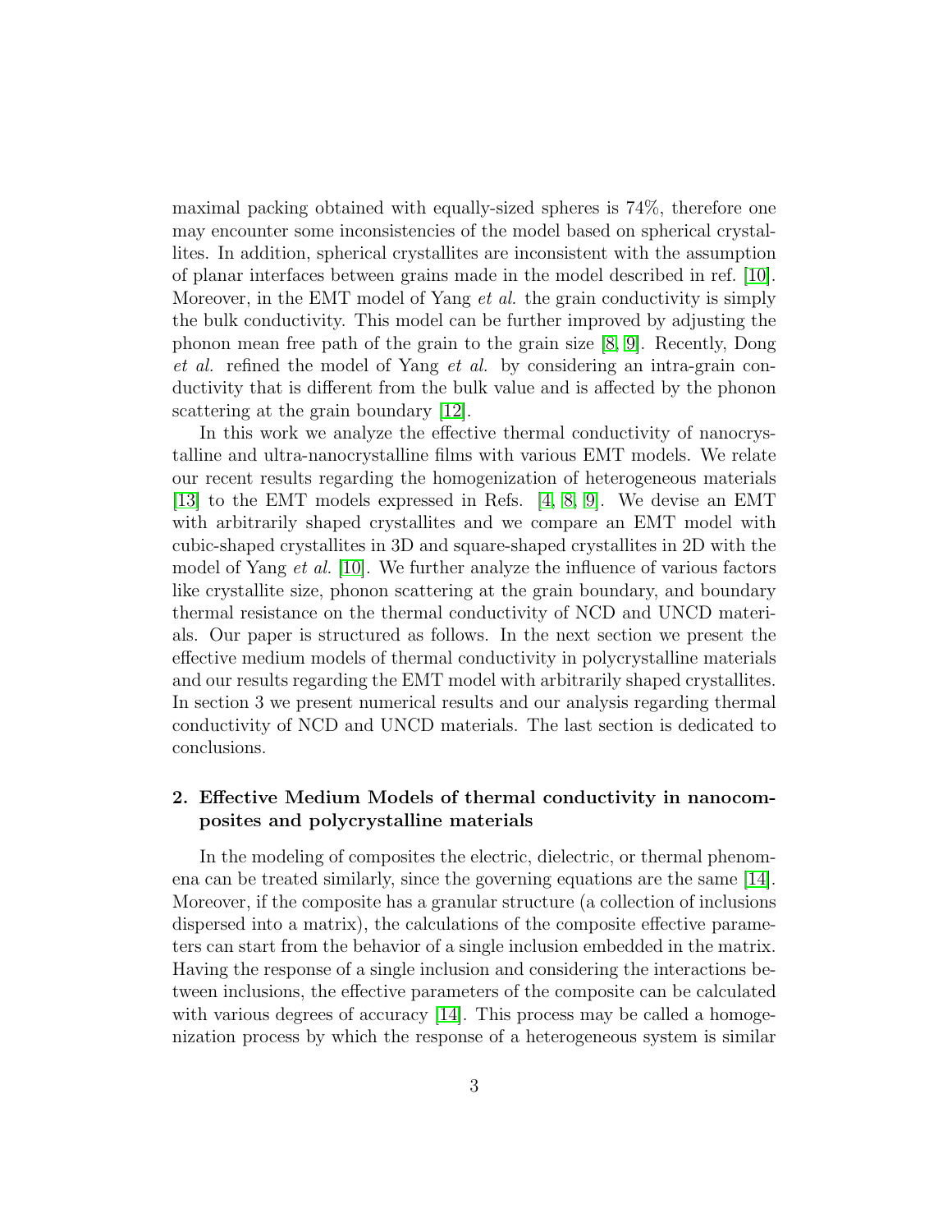maximal packing obtained with equally-sized spheres is 74%, therefore one may encounter some inconsistencies of the model based on spherical crystallites. In addition, spherical crystallites are inconsistent with the assumption of planar interfaces between grains made in the model described in ref. [10]. Moreover, in the EMT model of Yang *et al.* the grain conductivity is simply the bulk conductivity. This model can be further improved by adjusting the phonon mean free path of the grain to the grain size [8, 9]. Recently, Dong *et al.* refined the model of Yang *et al.* by considering an intra-grain conductivity that is different from the bulk value and is affected by the phonon scattering at the grain boundary [12].

In this work we analyze the effective thermal conductivity of nanocrystalline and ultra-nanocrystalline films with various EMT models. We relate our recent results regarding the homogenization of heterogeneous materials [13] to the EMT models expressed in Refs. [4, 8, 9]. We devise an EMT with arbitrarily shaped crystallites and we compare an EMT model with cubic-shaped crystallites in 3D and square-shaped crystallites in 2D with the model of Yang *et al.* [10]. We further analyze the influence of various factors like crystallite size, phonon scattering at the grain boundary, and boundary thermal resistance on the thermal conductivity of NCD and UNCD materials. Our paper is structured as follows. In the next section we present the effective medium models of thermal conductivity in polycrystalline materials and our results regarding the EMT model with arbitrarily shaped crystallites. In section 3 we present numerical results and our analysis regarding thermal conductivity of NCD and UNCD materials. The last section is dedicated to conclusions.

## 2. Effective Medium Models of thermal conductivity in nanocomposites and polycrystalline materials

In the modeling of composites the electric, dielectric, or thermal phenomena can be treated similarly, since the governing equations are the same [14]. Moreover, if the composite has a granular structure (a collection of inclusions dispersed into a matrix), the calculations of the composite effective parameters can start from the behavior of a single inclusion embedded in the matrix. Having the response of a single inclusion and considering the interactions between inclusions, the effective parameters of the composite can be calculated with various degrees of accuracy [14]. This process may be called a homogenization process by which the response of a heterogeneous system is similar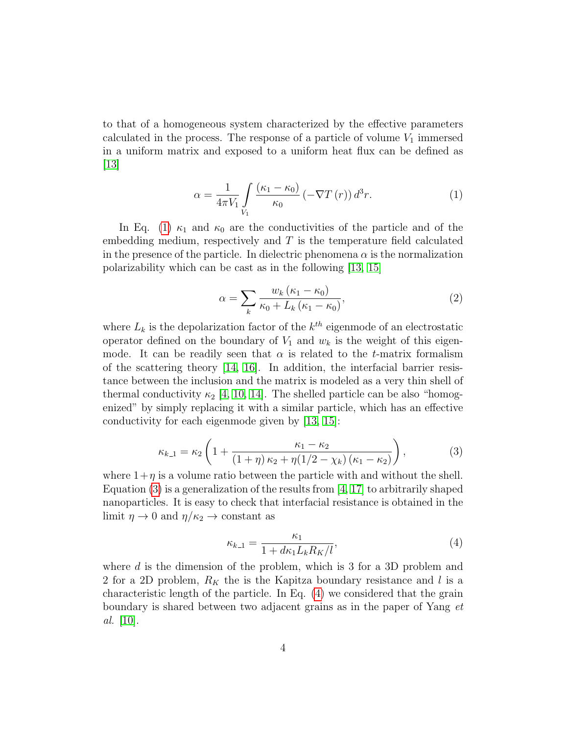to that of a homogeneous system characterized by the effective parameters calculated in the process. The response of a particle of volume $V_1$ immersed in a uniform matrix and exposed to a uniform heat flux can be defined as [13]

$$\alpha = \frac{1}{4\pi V_1} \int\limits_{V_1} \frac{(\kappa_1 - \kappa_0)}{\kappa_0} \left(-\nabla T(r)\right) d^3 r. \tag{1}$$

In Eq. (1) $\kappa_1$ and $\kappa_0$ are the conductivities of the particle and of the embedding medium, respectively and $T$ is the temperature field calculated in the presence of the particle. In dielectric phenomena $\alpha$ is the normalization polarizability which can be cast as in the following [13, 15]

$$\alpha = \sum_k \frac{w_k (\kappa_1 - \kappa_0)}{\kappa_0 + L_k (\kappa_1 - \kappa_0)}, \tag{2}$$

where $L_k$ is the depolarization factor of the $k^{th}$ eigenmode of an electrostatic operator defined on the boundary of $V_1$ and $w_k$ is the weight of this eigenmode. It can be readily seen that $\alpha$ is related to the $t$-matrix formalism of the scattering theory [14, 16]. In addition, the interfacial barrier resistance between the inclusion and the matrix is modeled as a very thin shell of thermal conductivity $\kappa_2$ [4, 10, 14]. The shelled particle can be also "homogenized" by simply replacing it with a similar particle, which has an effective conductivity for each eigenmode given by [13, 15]:

$$\kappa_{k\_1} = \kappa_2 \left(1 + \frac{\kappa_1 - \kappa_2}{(1+\eta)\,\kappa_2 + \eta(1/2 - \chi_k)\,(\kappa_1 - \kappa_2)}\right), \tag{3}$$

where $1+\eta$ is a volume ratio between the particle with and without the shell. Equation (3) is a generalization of the results from [4, 17] to arbitrarily shaped nanoparticles. It is easy to check that interfacial resistance is obtained in the limit $\eta \to 0$ and $\eta/\kappa_2 \to$ constant as

$$\kappa_{k\_1} = \frac{\kappa_1}{1 + d\kappa_1 L_k R_K / l}, \tag{4}$$

where $d$ is the dimension of the problem, which is 3 for a 3D problem and 2 for a 2D problem, $R_K$ the is the Kapitza boundary resistance and $l$ is a characteristic length of the particle. In Eq. (4) we considered that the grain boundary is shared between two adjacent grains as in the paper of Yang *et al.* [10].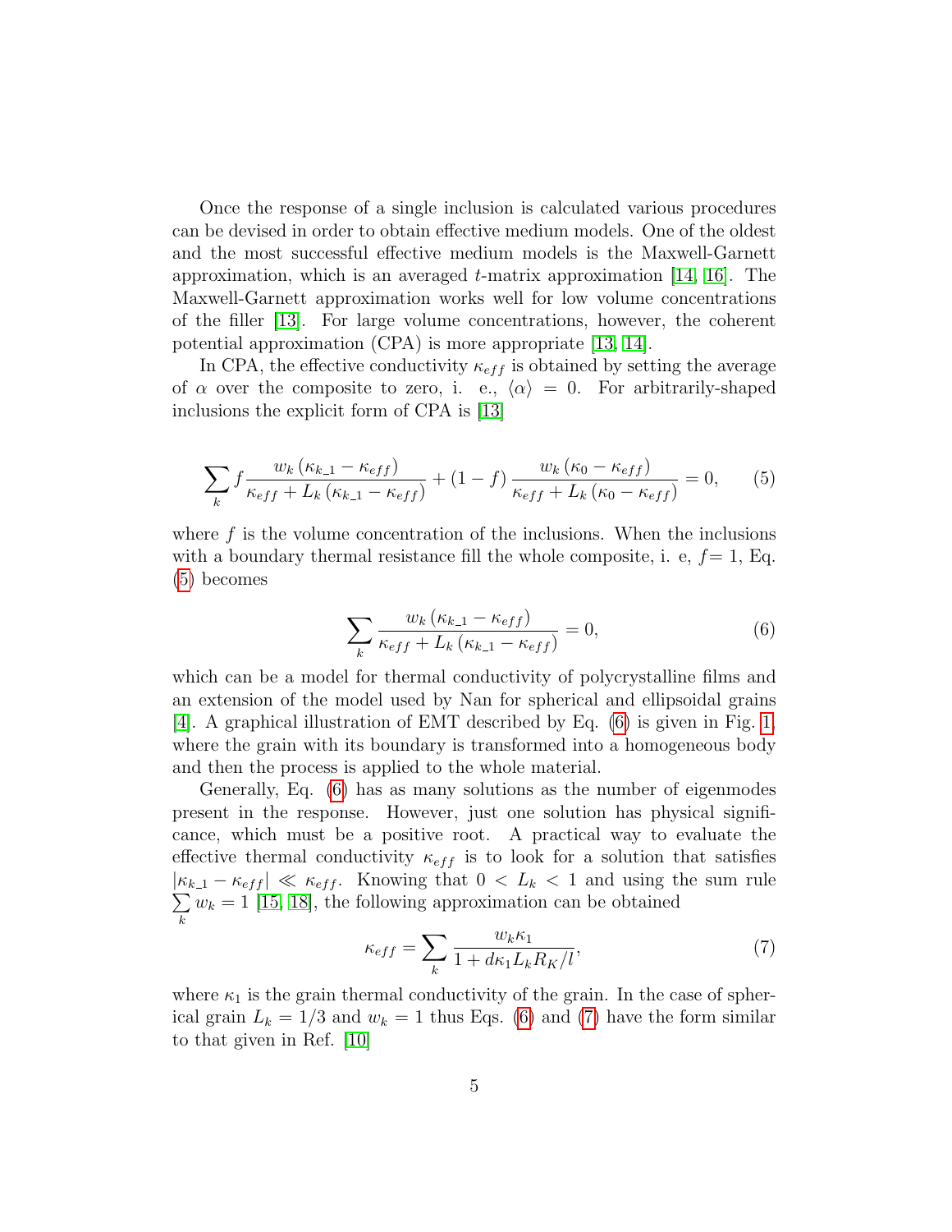Once the response of a single inclusion is calculated various procedures can be devised in order to obtain effective medium models. One of the oldest and the most successful effective medium models is the Maxwell-Garnett approximation, which is an averaged $t$-matrix approximation [14, 16]. The Maxwell-Garnett approximation works well for low volume concentrations of the filler [13]. For large volume concentrations, however, the coherent potential approximation (CPA) is more appropriate [13, 14].

In CPA, the effective conductivity $\kappa_{eff}$ is obtained by setting the average of $\alpha$ over the composite to zero, i. e., $\langle \alpha \rangle = 0$. For arbitrarily-shaped inclusions the explicit form of CPA is [13]

$$\sum_k f \frac{w_k \left(\kappa_{k\_1} - \kappa_{eff}\right)}{\kappa_{eff} + L_k \left(\kappa_{k\_1} - \kappa_{eff}\right)} + (1-f) \frac{w_k \left(\kappa_0 - \kappa_{eff}\right)}{\kappa_{eff} + L_k \left(\kappa_0 - \kappa_{eff}\right)} = 0, \tag{5}$$

where $f$ is the volume concentration of the inclusions. When the inclusions with a boundary thermal resistance fill the whole composite, i. e, $f = 1$, Eq. (5) becomes

$$\sum_k \frac{w_k \left(\kappa_{k\_1} - \kappa_{eff}\right)}{\kappa_{eff} + L_k \left(\kappa_{k\_1} - \kappa_{eff}\right)} = 0, \tag{6}$$

which can be a model for thermal conductivity of polycrystalline films and an extension of the model used by Nan for spherical and ellipsoidal grains [4]. A graphical illustration of EMT described by Eq. (6) is given in Fig. 1, where the grain with its boundary is transformed into a homogeneous body and then the process is applied to the whole material.

Generally, Eq. (6) has as many solutions as the number of eigenmodes present in the response. However, just one solution has physical significance, which must be a positive root. A practical way to evaluate the effective thermal conductivity $\kappa_{eff}$ is to look for a solution that satisfies $\left|\kappa_{k\_1} - \kappa_{eff}\right| \ll \kappa_{eff}$. Knowing that $0 < L_k < 1$ and using the sum rule $\sum_k w_k = 1$ [15, 18], the following approximation can be obtained

$$\kappa_{eff} = \sum_k \frac{w_k \kappa_1}{1 + d\kappa_1 L_k R_K / l}, \tag{7}$$

where $\kappa_1$ is the grain thermal conductivity of the grain. In the case of spherical grain $L_k = 1/3$ and $w_k = 1$ thus Eqs. (6) and (7) have the form similar to that given in Ref. [10]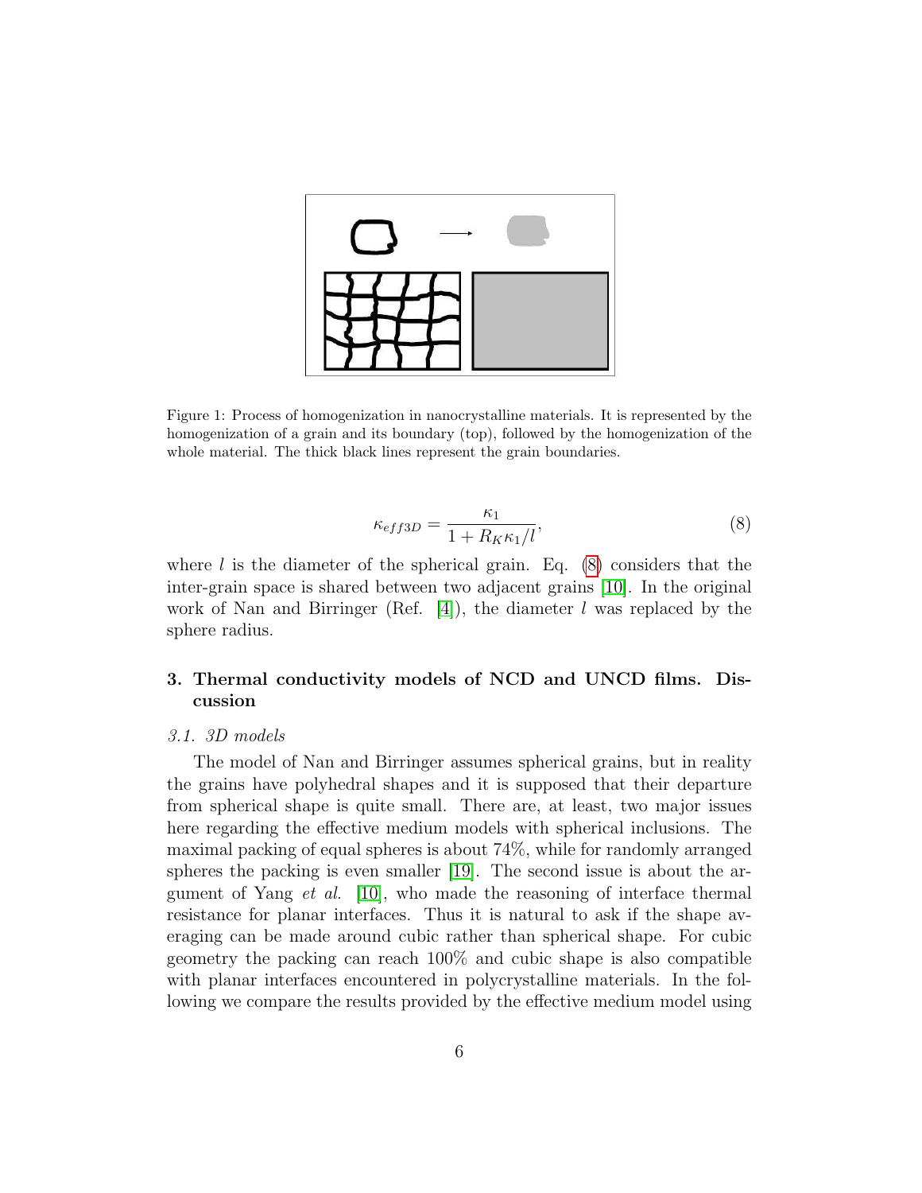Figure 1: Process of homogenization in nanocrystalline materials. It is represented by the homogenization of a grain and its boundary (top), followed by the homogenization of the whole material. The thick black lines represent the grain boundaries.

$$\kappa_{eff3D} = \frac{\kappa_1}{1 + R_K \kappa_1 / l}, \tag{8}$$

where $l$ is the diameter of the spherical grain. Eq. (8) considers that the inter-grain space is shared between two adjacent grains [10]. In the original work of Nan and Birringer (Ref. [4]), the diameter $l$ was replaced by the sphere radius.

## 3. Thermal conductivity models of NCD and UNCD films. Discussion

### *3.1. 3D models*

The model of Nan and Birringer assumes spherical grains, but in reality the grains have polyhedral shapes and it is supposed that their departure from spherical shape is quite small. There are, at least, two major issues here regarding the effective medium models with spherical inclusions. The maximal packing of equal spheres is about 74%, while for randomly arranged spheres the packing is even smaller [19]. The second issue is about the argument of Yang *et al.* [10], who made the reasoning of interface thermal resistance for planar interfaces. Thus it is natural to ask if the shape averaging can be made around cubic rather than spherical shape. For cubic geometry the packing can reach 100% and cubic shape is also compatible with planar interfaces encountered in polycrystalline materials. In the following we compare the results provided by the effective medium model using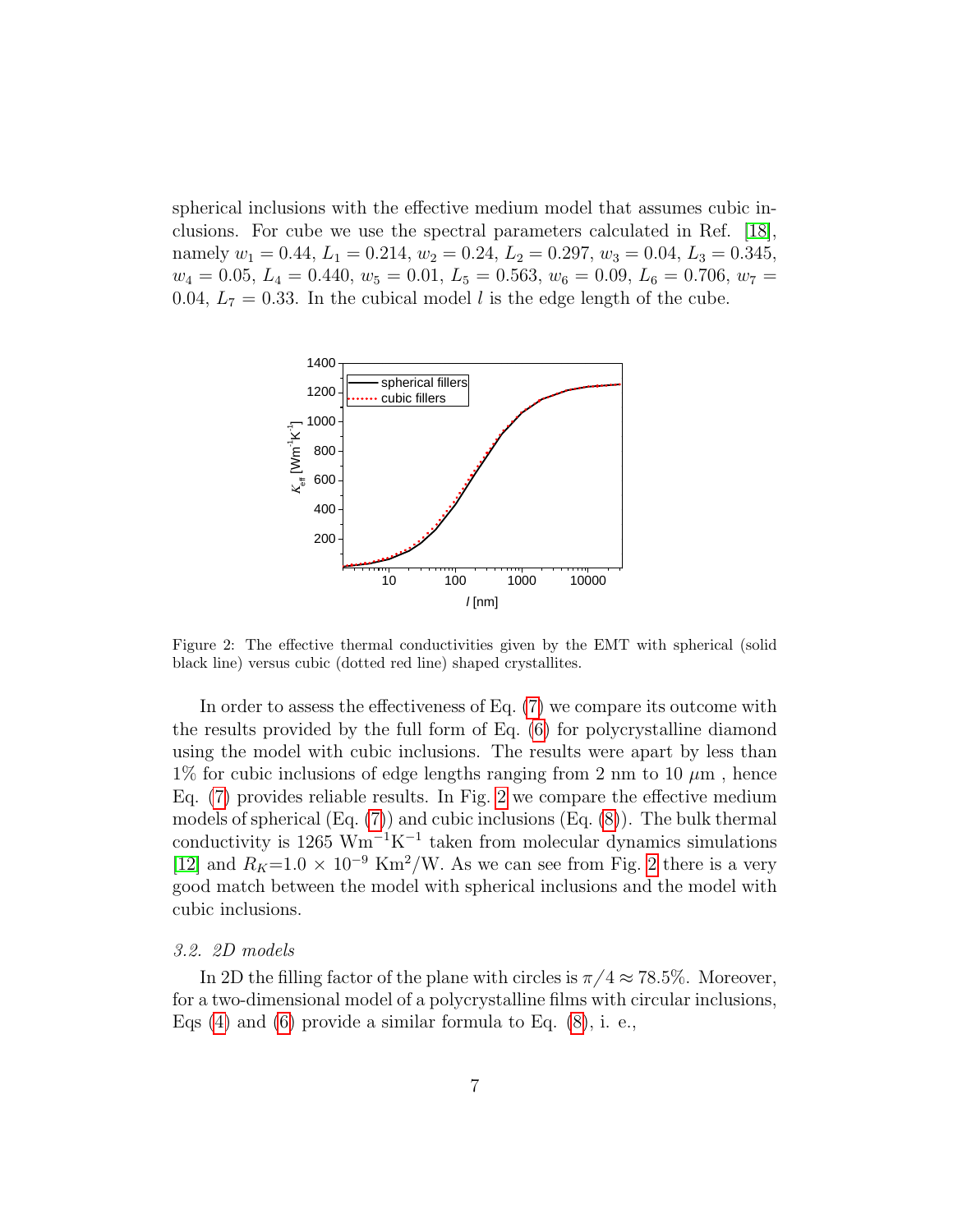spherical inclusions with the effective medium model that assumes cubic inclusions. For cube we use the spectral parameters calculated in Ref. [18], namely $w_1 = 0.44$, $L_1 = 0.214$, $w_2 = 0.24$, $L_2 = 0.297$, $w_3 = 0.04$, $L_3 = 0.345$, $w_4 = 0.05$, $L_4 = 0.440$, $w_5 = 0.01$, $L_5 = 0.563$, $w_6 = 0.09$, $L_6 = 0.706$, $w_7 = 0.04$, $L_7 = 0.33$. In the cubical model $l$ is the edge length of the cube.

Figure 2: The effective thermal conductivities given by the EMT with spherical (solid black line) versus cubic (dotted red line) shaped crystallites.

In order to assess the effectiveness of Eq. (7) we compare its outcome with the results provided by the full form of Eq. (6) for polycrystalline diamond using the model with cubic inclusions. The results were apart by less than 1% for cubic inclusions of edge lengths ranging from 2 nm to 10 $\mu$m , hence Eq. (7) provides reliable results. In Fig. 2 we compare the effective medium models of spherical (Eq. (7)) and cubic inclusions (Eq. (8)). The bulk thermal conductivity is 1265 $\text{Wm}^{-1}\text{K}^{-1}$ taken from molecular dynamics simulations [12] and $R_K$=1.0 $\times$ $10^{-9}$ $\text{Km}^2/\text{W}$. As we can see from Fig. 2 there is a very good match between the model with spherical inclusions and the model with cubic inclusions.

### 3.2. 2D models

In 2D the filling factor of the plane with circles is $\pi/4 \approx 78.5\%$. Moreover, for a two-dimensional model of a polycrystalline films with circular inclusions, Eqs (4) and (6) provide a similar formula to Eq. (8), i. e.,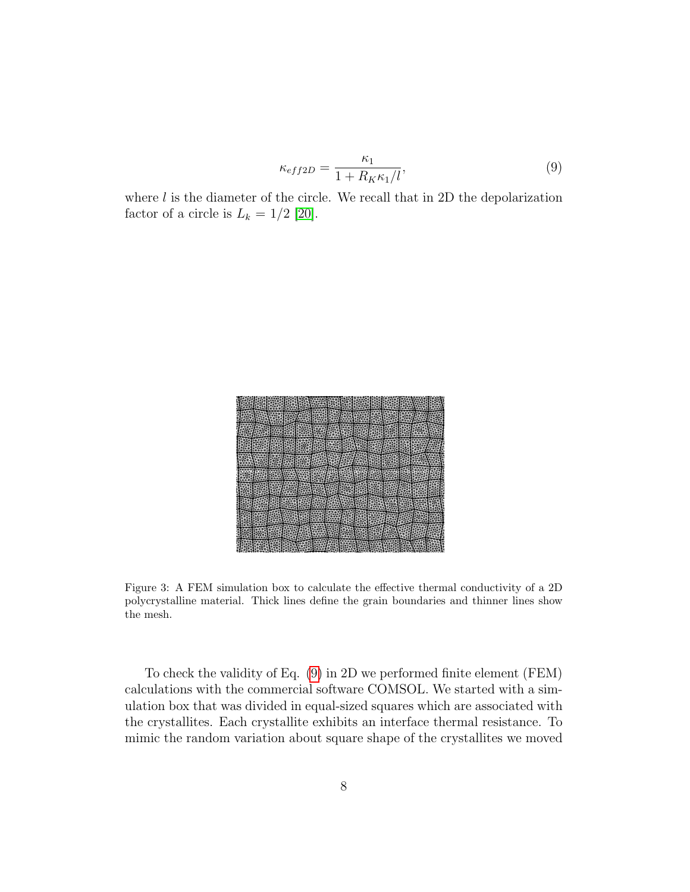$$\kappa_{eff2D} = \frac{\kappa_1}{1 + R_K \kappa_1 / l}, \tag{9}$$

where $l$ is the diameter of the circle. We recall that in 2D the depolarization factor of a circle is $L_k = 1/2$ [20].

Figure 3: A FEM simulation box to calculate the effective thermal conductivity of a 2D polycrystalline material. Thick lines define the grain boundaries and thinner lines show the mesh.

To check the validity of Eq. (9) in 2D we performed finite element (FEM) calculations with the commercial software COMSOL. We started with a simulation box that was divided in equal-sized squares which are associated with the crystallites. Each crystallite exhibits an interface thermal resistance. To mimic the random variation about square shape of the crystallites we moved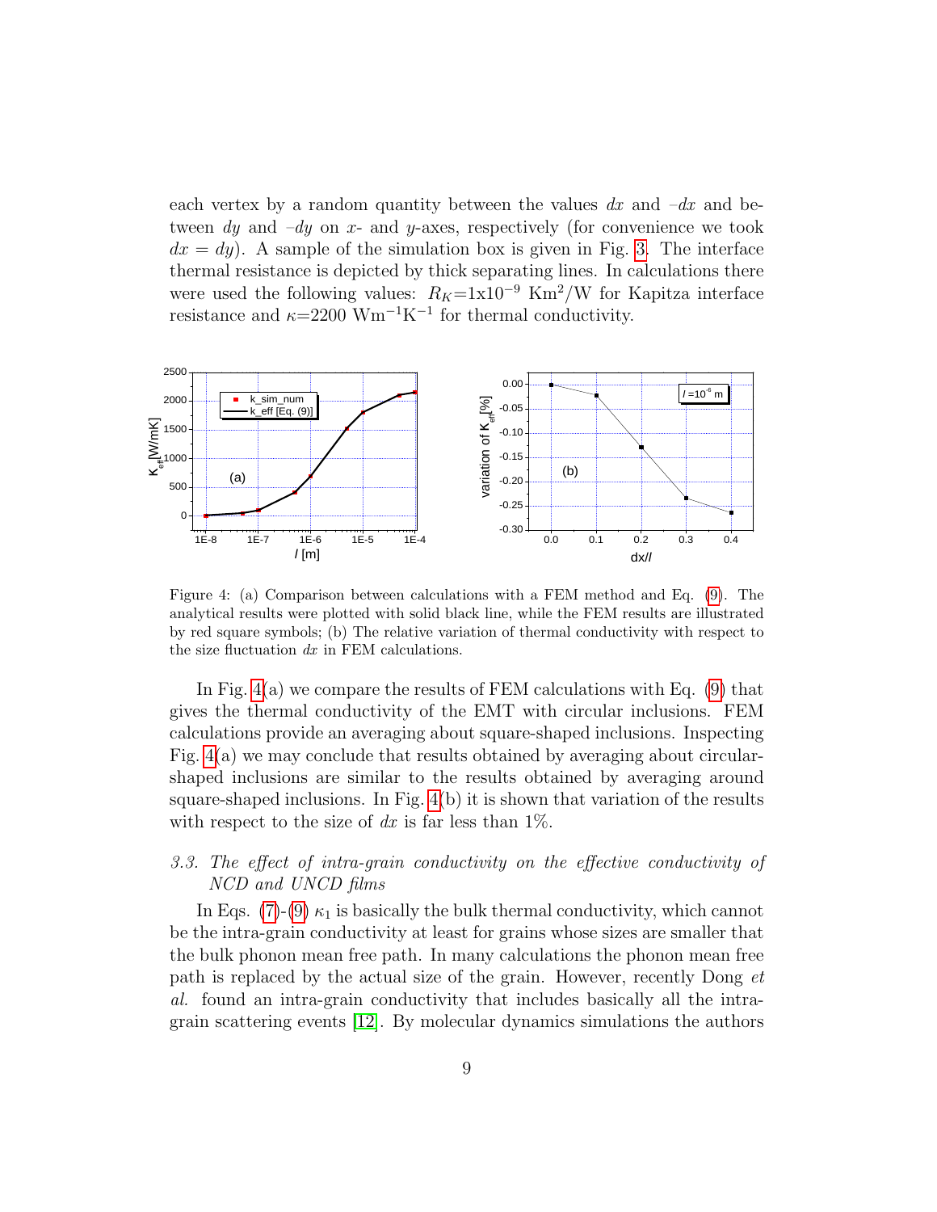each vertex by a random quantity between the values $dx$ and $-dx$ and between $dy$ and $-dy$ on $x$- and $y$-axes, respectively (for convenience we took $dx = dy$). A sample of the simulation box is given in Fig. 3. The interface thermal resistance is depicted by thick separating lines. In calculations there were used the following values: $R_K$=1x10$^{-9}$ Km$^2$/W for Kapitza interface resistance and $\kappa$=2200 Wm$^{-1}$K$^{-1}$ for thermal conductivity.

Figure 4: (a) Comparison between calculations with a FEM method and Eq. (9). The analytical results were plotted with solid black line, while the FEM results are illustrated by red square symbols; (b) The relative variation of thermal conductivity with respect to the size fluctuation $dx$ in FEM calculations.

In Fig. 4(a) we compare the results of FEM calculations with Eq. (9) that gives the thermal conductivity of the EMT with circular inclusions. FEM calculations provide an averaging about square-shaped inclusions. Inspecting Fig. 4(a) we may conclude that results obtained by averaging about circular-shaped inclusions are similar to the results obtained by averaging around square-shaped inclusions. In Fig. 4(b) it is shown that variation of the results with respect to the size of $dx$ is far less than 1%.

### *3.3. The effect of intra-grain conductivity on the effective conductivity of NCD and UNCD films*

In Eqs. (7)-(9) $\kappa_1$ is basically the bulk thermal conductivity, which cannot be the intra-grain conductivity at least for grains whose sizes are smaller that the bulk phonon mean free path. In many calculations the phonon mean free path is replaced by the actual size of the grain. However, recently Dong *et al.* found an intra-grain conductivity that includes basically all the intra-grain scattering events [12]. By molecular dynamics simulations the authors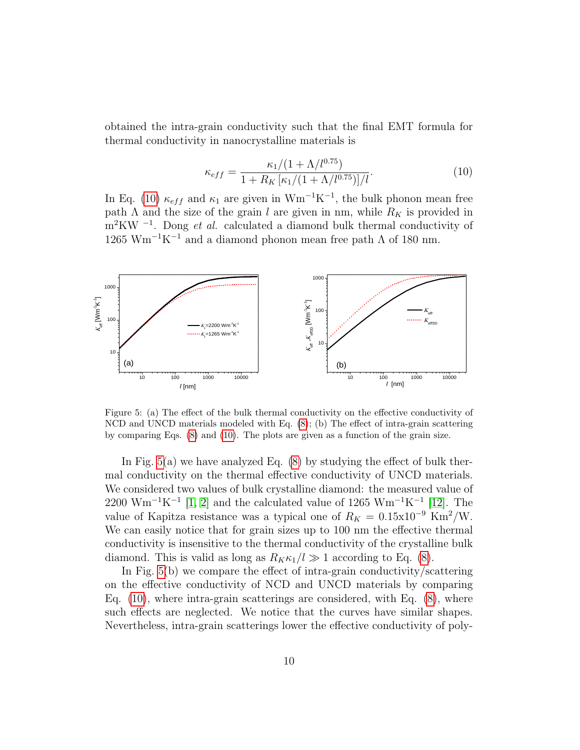obtained the intra-grain conductivity such that the final EMT formula for thermal conductivity in nanocrystalline materials is

$$\kappa_{eff} = \frac{\kappa_1/(1+\Lambda/l^{0.75})}{1+R_K\left[\kappa_1/(1+\Lambda/l^{0.75})\right]/l}. \tag{10}$$

In Eq. (10) $\kappa_{eff}$ and $\kappa_1$ are given in $\mathrm{Wm^{-1}K^{-1}}$, the bulk phonon mean free path $\Lambda$ and the size of the grain $l$ are given in nm, while $R_K$ is provided in $\mathrm{m^2KW^{-1}}$. Dong *et al.* calculated a diamond bulk thermal conductivity of 1265 $\mathrm{Wm^{-1}K^{-1}}$ and a diamond phonon mean free path $\Lambda$ of 180 nm.

Figure 5: (a) The effect of the bulk thermal conductivity on the effective conductivity of NCD and UNCD materials modeled with Eq. (8); (b) The effect of intra-grain scattering by comparing Eqs. (8) and (10). The plots are given as a function of the grain size.

In Fig. 5(a) we have analyzed Eq. (8) by studying the effect of bulk thermal conductivity on the thermal effective conductivity of UNCD materials. We considered two values of bulk crystalline diamond: the measured value of 2200 $\mathrm{Wm^{-1}K^{-1}}$ [1, 2] and the calculated value of 1265 $\mathrm{Wm^{-1}K^{-1}}$ [12]. The value of Kapitza resistance was a typical one of $R_K = 0.15\text{x}10^{-9}$ $\mathrm{Km^2/W}$. We can easily notice that for grain sizes up to 100 nm the effective thermal conductivity is insensitive to the thermal conductivity of the crystalline bulk diamond. This is valid as long as $R_K\kappa_1/l \gg 1$ according to Eq. (8).

In Fig. 5(b) we compare the effect of intra-grain conductivity/scattering on the effective conductivity of NCD and UNCD materials by comparing Eq. (10), where intra-grain scatterings are considered, with Eq. (8), where such effects are neglected. We notice that the curves have similar shapes. Nevertheless, intra-grain scatterings lower the effective conductivity of poly-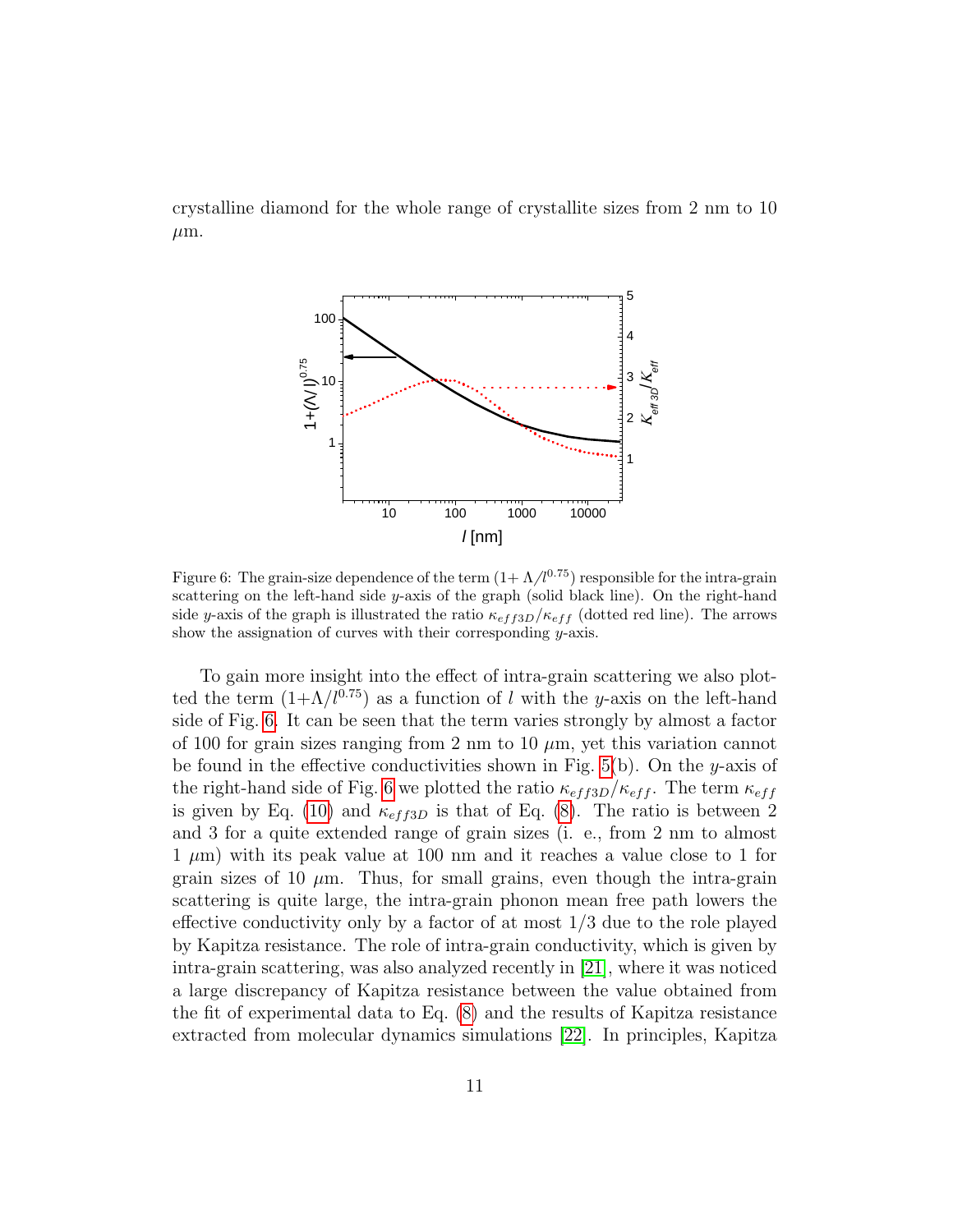crystalline diamond for the whole range of crystallite sizes from 2 nm to 10 $\mu$m.

Figure 6: The grain-size dependence of the term $(1+ \Lambda/l^{0.75})$ responsible for the intra-grain scattering on the left-hand side $y$-axis of the graph (solid black line). On the right-hand side $y$-axis of the graph is illustrated the ratio $\kappa_{eff3D}/\kappa_{eff}$ (dotted red line). The arrows show the assignation of curves with their corresponding $y$-axis.

To gain more insight into the effect of intra-grain scattering we also plotted the term $(1+\Lambda/l^{0.75})$ as a function of $l$ with the $y$-axis on the left-hand side of Fig. 6. It can be seen that the term varies strongly by almost a factor of 100 for grain sizes ranging from 2 nm to 10 $\mu$m, yet this variation cannot be found in the effective conductivities shown in Fig. 5(b). On the $y$-axis of the right-hand side of Fig. 6 we plotted the ratio $\kappa_{eff3D}/\kappa_{eff}$. The term $\kappa_{eff}$ is given by Eq. (10) and $\kappa_{eff3D}$ is that of Eq. (8). The ratio is between 2 and 3 for a quite extended range of grain sizes (i. e., from 2 nm to almost 1 $\mu$m) with its peak value at 100 nm and it reaches a value close to 1 for grain sizes of 10 $\mu$m. Thus, for small grains, even though the intra-grain scattering is quite large, the intra-grain phonon mean free path lowers the effective conductivity only by a factor of at most 1/3 due to the role played by Kapitza resistance. The role of intra-grain conductivity, which is given by intra-grain scattering, was also analyzed recently in [21], where it was noticed a large discrepancy of Kapitza resistance between the value obtained from the fit of experimental data to Eq. (8) and the results of Kapitza resistance extracted from molecular dynamics simulations [22]. In principles, Kapitza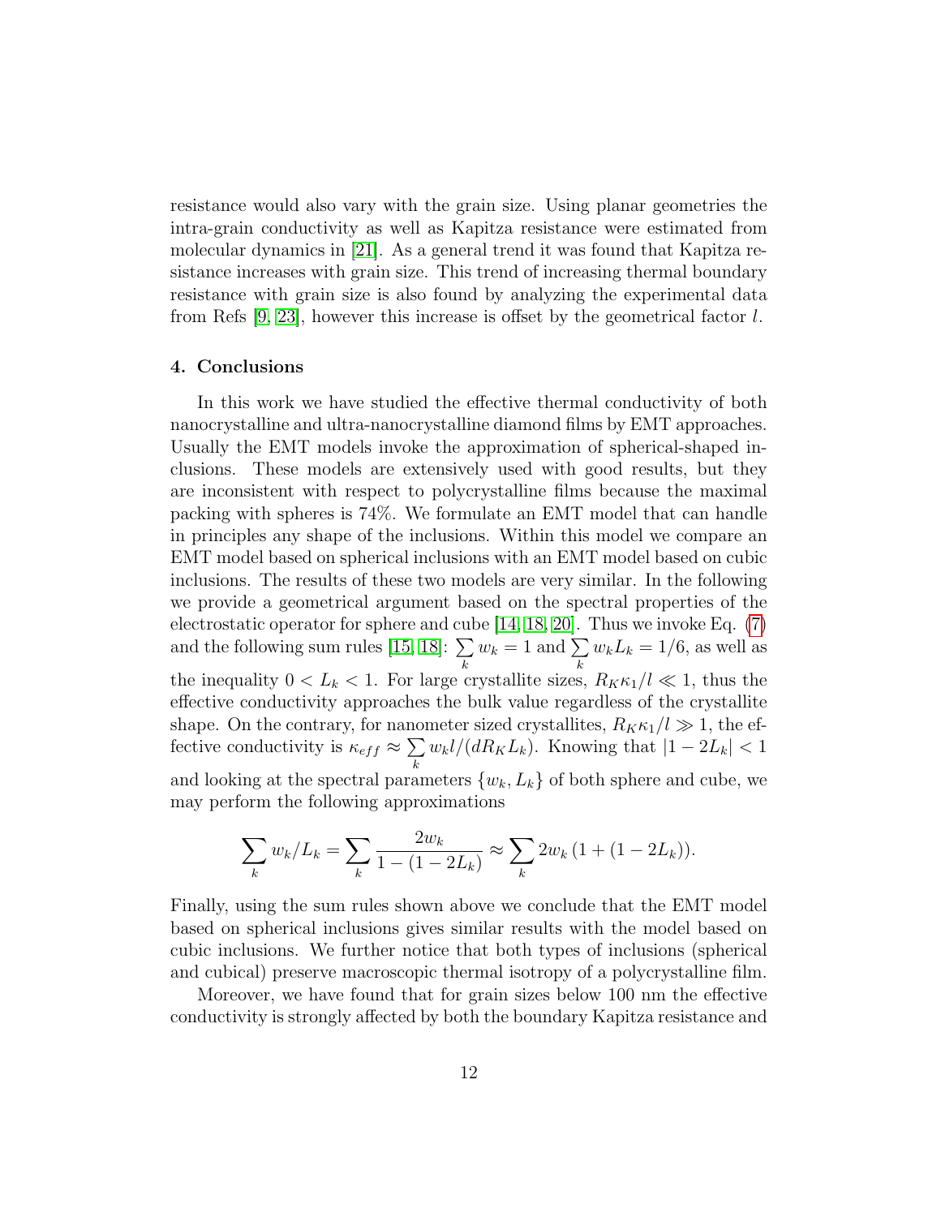resistance would also vary with the grain size. Using planar geometries the intra-grain conductivity as well as Kapitza resistance were estimated from molecular dynamics in [21]. As a general trend it was found that Kapitza resistance increases with grain size. This trend of increasing thermal boundary resistance with grain size is also found by analyzing the experimental data from Refs [9, 23], however this increase is offset by the geometrical factor $l$.

## 4. Conclusions

In this work we have studied the effective thermal conductivity of both nanocrystalline and ultra-nanocrystalline diamond films by EMT approaches. Usually the EMT models invoke the approximation of spherical-shaped inclusions. These models are extensively used with good results, but they are inconsistent with respect to polycrystalline films because the maximal packing with spheres is 74%. We formulate an EMT model that can handle in principles any shape of the inclusions. Within this model we compare an EMT model based on spherical inclusions with an EMT model based on cubic inclusions. The results of these two models are very similar. In the following we provide a geometrical argument based on the spectral properties of the electrostatic operator for sphere and cube [14, 18, 20]. Thus we invoke Eq. (7) and the following sum rules [15, 18]: $\sum_k w_k = 1$ and $\sum_k w_k L_k = 1/6$, as well as the inequality $0 < L_k < 1$. For large crystallite sizes, $R_K \kappa_1 / l \ll 1$, thus the effective conductivity approaches the bulk value regardless of the crystallite shape. On the contrary, for nanometer sized crystallites, $R_K \kappa_1 / l \gg 1$, the effective conductivity is $\kappa_{eff} \approx \sum_k w_k l / (d R_K L_k)$. Knowing that $|1 - 2L_k| < 1$ and looking at the spectral parameters $\{w_k, L_k\}$ of both sphere and cube, we may perform the following approximations

$$\sum_k w_k / L_k = \sum_k \frac{2w_k}{1 - (1 - 2L_k)} \approx \sum_k 2w_k \left(1 + (1 - 2L_k)\right).$$

Finally, using the sum rules shown above we conclude that the EMT model based on spherical inclusions gives similar results with the model based on cubic inclusions. We further notice that both types of inclusions (spherical and cubical) preserve macroscopic thermal isotropy of a polycrystalline film.

Moreover, we have found that for grain sizes below 100 nm the effective conductivity is strongly affected by both the boundary Kapitza resistance and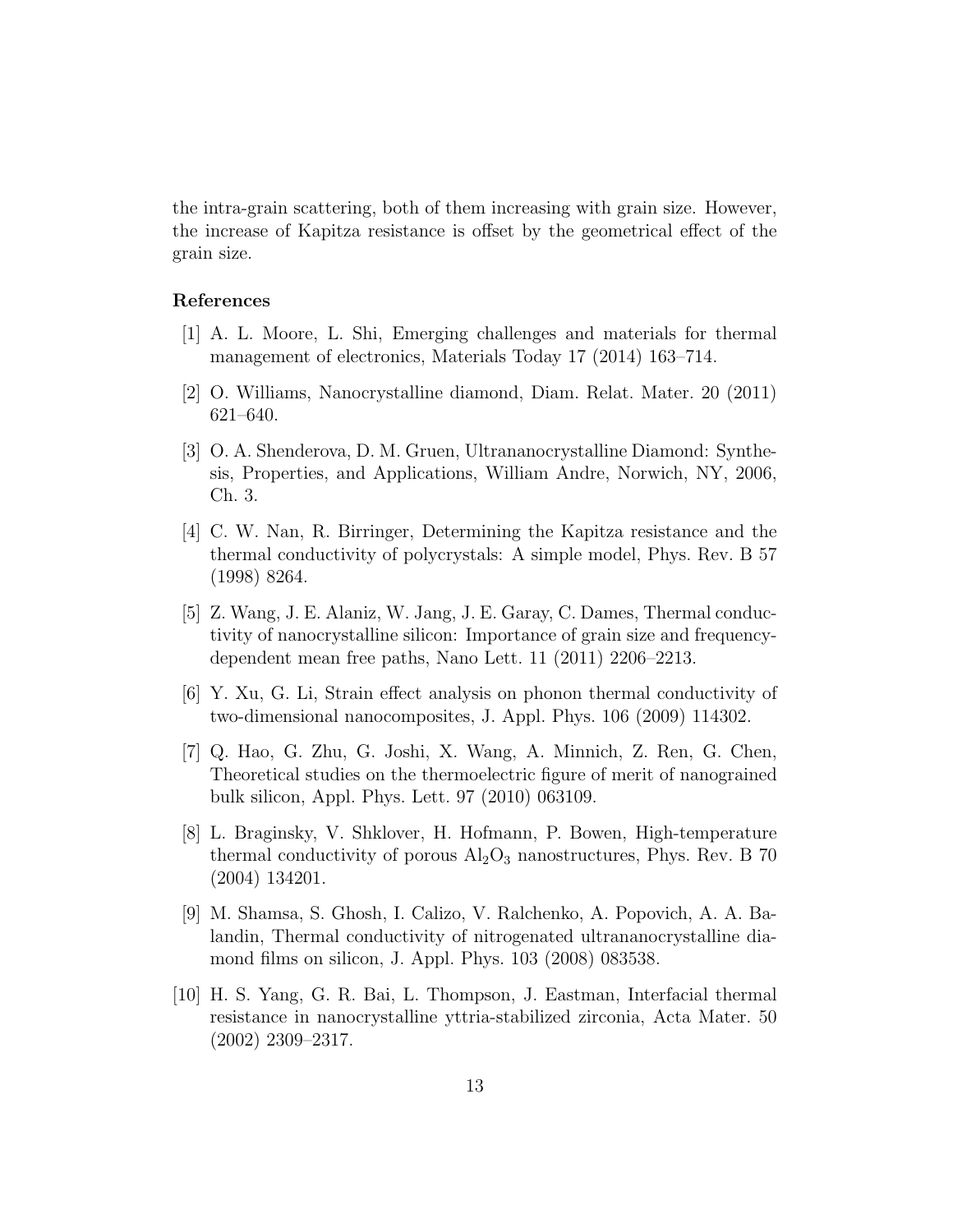the intra-grain scattering, both of them increasing with grain size. However, the increase of Kapitza resistance is offset by the geometrical effect of the grain size.

## References

[1] A. L. Moore, L. Shi, Emerging challenges and materials for thermal management of electronics, Materials Today 17 (2014) 163–714.

[2] O. Williams, Nanocrystalline diamond, Diam. Relat. Mater. 20 (2011) 621–640.

[3] O. A. Shenderova, D. M. Gruen, Ultrananocrystalline Diamond: Synthesis, Properties, and Applications, William Andre, Norwich, NY, 2006, Ch. 3.

[4] C. W. Nan, R. Birringer, Determining the Kapitza resistance and the thermal conductivity of polycrystals: A simple model, Phys. Rev. B 57 (1998) 8264.

[5] Z. Wang, J. E. Alaniz, W. Jang, J. E. Garay, C. Dames, Thermal conductivity of nanocrystalline silicon: Importance of grain size and frequency-dependent mean free paths, Nano Lett. 11 (2011) 2206–2213.

[6] Y. Xu, G. Li, Strain effect analysis on phonon thermal conductivity of two-dimensional nanocomposites, J. Appl. Phys. 106 (2009) 114302.

[7] Q. Hao, G. Zhu, G. Joshi, X. Wang, A. Minnich, Z. Ren, G. Chen, Theoretical studies on the thermoelectric figure of merit of nanograined bulk silicon, Appl. Phys. Lett. 97 (2010) 063109.

[8] L. Braginsky, V. Shklover, H. Hofmann, P. Bowen, High-temperature thermal conductivity of porous $Al_2O_3$ nanostructures, Phys. Rev. B 70 (2004) 134201.

[9] M. Shamsa, S. Ghosh, I. Calizo, V. Ralchenko, A. Popovich, A. A. Balandin, Thermal conductivity of nitrogenated ultrananocrystalline diamond films on silicon, J. Appl. Phys. 103 (2008) 083538.

[10] H. S. Yang, G. R. Bai, L. Thompson, J. Eastman, Interfacial thermal resistance in nanocrystalline yttria-stabilized zirconia, Acta Mater. 50 (2002) 2309–2317.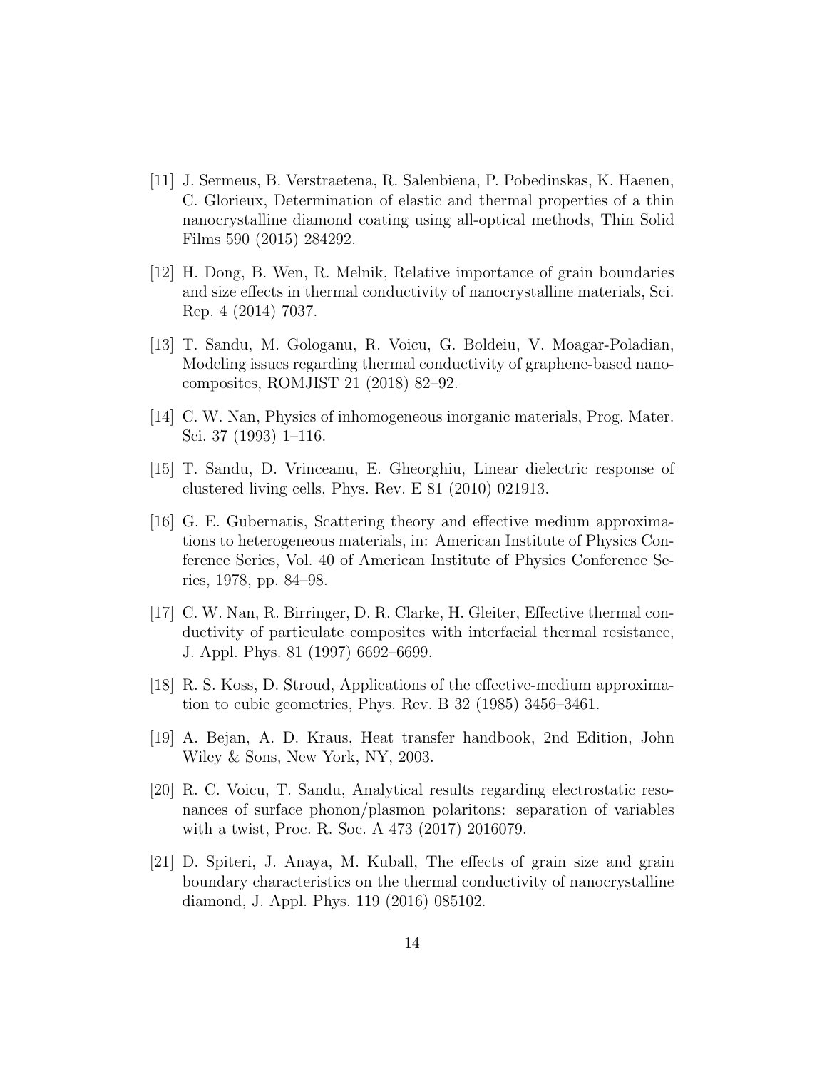[11] J. Sermeus, B. Verstraetena, R. Salenbiena, P. Pobedinskas, K. Haenen, C. Glorieux, Determination of elastic and thermal properties of a thin nanocrystalline diamond coating using all-optical methods, Thin Solid Films 590 (2015) 284292.

[12] H. Dong, B. Wen, R. Melnik, Relative importance of grain boundaries and size effects in thermal conductivity of nanocrystalline materials, Sci. Rep. 4 (2014) 7037.

[13] T. Sandu, M. Gologanu, R. Voicu, G. Boldeiu, V. Moagar-Poladian, Modeling issues regarding thermal conductivity of graphene-based nanocomposites, ROMJIST 21 (2018) 82–92.

[14] C. W. Nan, Physics of inhomogeneous inorganic materials, Prog. Mater. Sci. 37 (1993) 1–116.

[15] T. Sandu, D. Vrinceanu, E. Gheorghiu, Linear dielectric response of clustered living cells, Phys. Rev. E 81 (2010) 021913.

[16] G. E. Gubernatis, Scattering theory and effective medium approximations to heterogeneous materials, in: American Institute of Physics Conference Series, Vol. 40 of American Institute of Physics Conference Series, 1978, pp. 84–98.

[17] C. W. Nan, R. Birringer, D. R. Clarke, H. Gleiter, Effective thermal conductivity of particulate composites with interfacial thermal resistance, J. Appl. Phys. 81 (1997) 6692–6699.

[18] R. S. Koss, D. Stroud, Applications of the effective-medium approximation to cubic geometries, Phys. Rev. B 32 (1985) 3456–3461.

[19] A. Bejan, A. D. Kraus, Heat transfer handbook, 2nd Edition, John Wiley & Sons, New York, NY, 2003.

[20] R. C. Voicu, T. Sandu, Analytical results regarding electrostatic resonances of surface phonon/plasmon polaritons: separation of variables with a twist, Proc. R. Soc. A 473 (2017) 2016079.

[21] D. Spiteri, J. Anaya, M. Kuball, The effects of grain size and grain boundary characteristics on the thermal conductivity of nanocrystalline diamond, J. Appl. Phys. 119 (2016) 085102.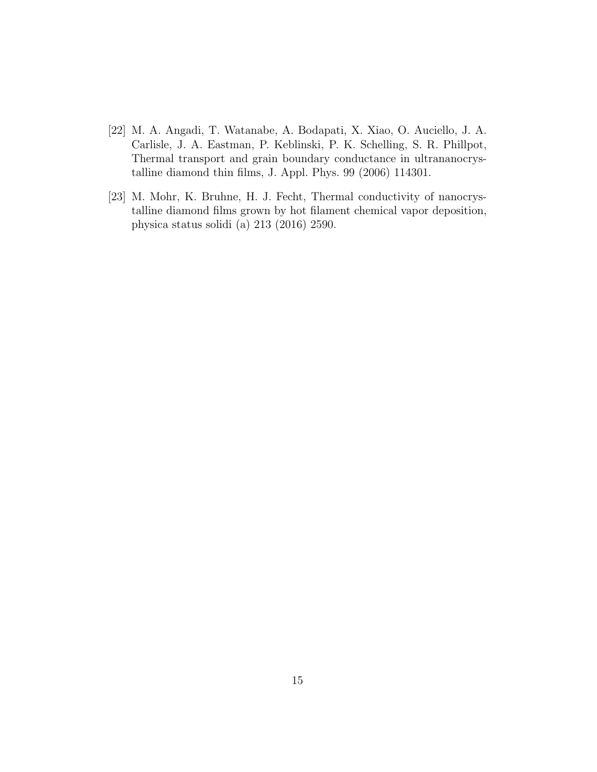[22] M. A. Angadi, T. Watanabe, A. Bodapati, X. Xiao, O. Auciello, J. A. Carlisle, J. A. Eastman, P. Keblinski, P. K. Schelling, S. R. Phillpot, Thermal transport and grain boundary conductance in ultrananocrystalline diamond thin films, J. Appl. Phys. 99 (2006) 114301.

[23] M. Mohr, K. Bruhne, H. J. Fecht, Thermal conductivity of nanocrystalline diamond films grown by hot filament chemical vapor deposition, physica status solidi (a) 213 (2016) 2590.